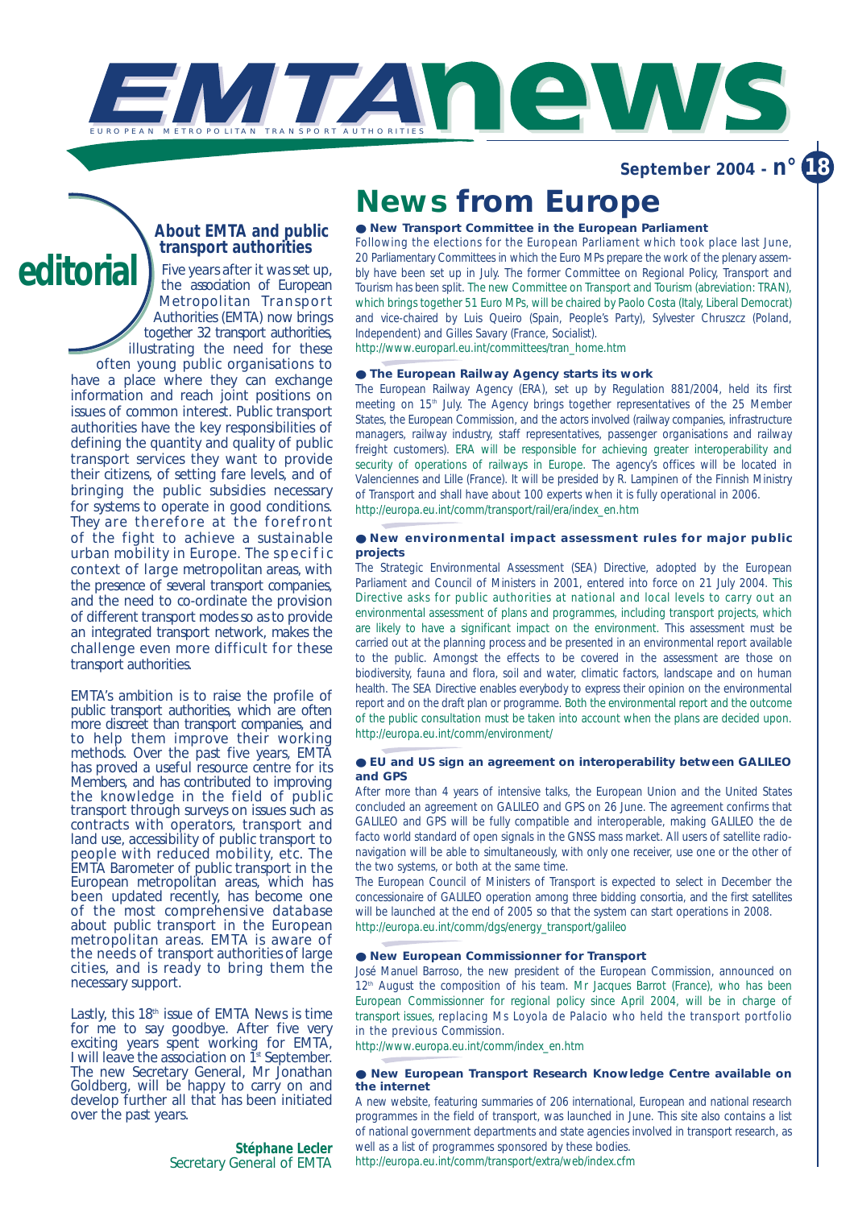# EMTA news

EUROPEAN METROPOLITAN TRANSPORT AUTHORITIES

September 2004 - n° 18

## editorial

### About EMTA and public transport authorities

Five years after it was set up, the association of European Metropolitan Transport Authorities (EMTA) now brings together 32 transport authorities, illustrating the need for these often young public organisations to have a place where they can exchange information and reach joint positions on issues of common interest. Public transport authorities have the key responsibilities of defining the quantity and quality of public transport services they want to provide their citizens, of setting fare levels, and of bringing the public subsidies necessary for systems to operate in good conditions. They are therefore at the forefront of the fight to achieve a sustainable urban mobility in Europe. The specific context of large metropolitan areas, with the presence of several transport companies, and the need to co-ordinate the provision of different transport modes so as to provide an integrated transport network, makes the challenge even more difficult for these transport authorities.

EMTA's ambition is to raise the profile of public transport authorities, which are often more discreet than transport companies, and to help them improve their working methods. Over the past five years, EMTA has proved a useful resource centre for its Members, and has contributed to improving the knowledge in the field of public transport through surveys on issues such as contracts with operators, transport and land use, accessibility of public transport to people with reduced mobility, etc. The EMTA Barometer of public transport in the European metropolitan areas, which has been updated recently, has become one of the most comprehensive database about public transport in the European metropolitan areas. EMTA is aware of the needs of transport authorities of large cities, and is ready to bring them the necessary support.

Lastly, this 18th issue of EMTA News is time for me to say goodbye. After five very exciting years spent working for EMTA, I will leave the association on 1st September. The new Secretary General, Mr Jonathan Goldberg, will be happy to carry on and develop further all that has been initiated over the past years.

**Stéphane Lecler**
Secretary General of EMTA

## News from Europe

### New Transport Committee in the European Parliament

Following the elections for the European Parliament which took place last June, 20 Parliamentary Committees in which the Euro MPs prepare the work of the plenary assembly have been set up in July. The former Committee on Regional Policy, Transport and Tourism has been split. The new Committee on Transport and Tourism (abreviation: TRAN), which brings together 51 Euro MPs, will be chaired by Paolo Costa (Italy, Liberal Democrat) and vice-chaired by Luis Queiro (Spain, People's Party), Sylvester Chruszcz (Poland, Independent) and Gilles Savary (France, Socialist).

http://www.europarl.eu.int/committees/tran_home.htm

### The European Railway Agency starts its work

The European Railway Agency (ERA), set up by Regulation 881/2004, held its first meeting on 15th July. The Agency brings together representatives of the 25 Member States, the European Commission, and the actors involved (railway companies, infrastructure managers, railway industry, staff representatives, passenger organisations and railway freight customers). ERA will be responsible for achieving greater interoperability and security of operations of railways in Europe. The agency's offices will be located in Valenciennes and Lille (France). It will be presided by R. Lampinen of the Finnish Ministry of Transport and shall have about 100 experts when it is fully operational in 2006.

http://europa.eu.int/comm/transport/rail/era/index_en.htm

### New environmental impact assessment rules for major public projects

The Strategic Environmental Assessment (SEA) Directive, adopted by the European Parliament and Council of Ministers in 2001, entered into force on 21 July 2004. This Directive asks for public authorities at national and local levels to carry out an environmental assessment of plans and programmes, including transport projects, which are likely to have a significant impact on the environment. This assessment must be carried out at the planning process and be presented in an environmental report available to the public. Amongst the effects to be covered in the assessment are those on biodiversity, fauna and flora, soil and water, climatic factors, landscape and on human health. The SEA Directive enables everybody to express their opinion on the environmental report and on the draft plan or programme. Both the environmental report and the outcome of the public consultation must be taken into account when the plans are decided upon.

http://europa.eu.int/comm/environment/

### EU and US sign an agreement on interoperability between GALILEO and GPS

After more than 4 years of intensive talks, the European Union and the United States concluded an agreement on GALILEO and GPS on 26 June. The agreement confirms that GALILEO and GPS will be fully compatible and interoperable, making GALILEO the de facto world standard of open signals in the GNSS mass market. All users of satellite radio-navigation will be able to simultaneously, with only one receiver, use one or the other of the two systems, or both at the same time.

The European Council of Ministers of Transport is expected to select in December the concessionaire of GALILEO operation among three bidding consortia, and the first satellites will be launched at the end of 2005 so that the system can start operations in 2008.

http://europa.eu.int/comm/dgs/energy_transport/galileo

### New European Commissionner for Transport

José Manuel Barroso, the new president of the European Commission, announced on 12th August the composition of his team. Mr Jacques Barrot (France), who has been European Commissionner for regional policy since April 2004, will be in charge of transport issues, replacing Ms Loyola de Palacio who held the transport portfolio in the previous Commission.

http://www.europa.eu.int/comm/index_en.htm

### New European Transport Research Knowledge Centre available on the internet

A new website, featuring summaries of 206 international, European and national research programmes in the field of transport, was launched in June. This site also contains a list of national government departments and state agencies involved in transport research, as well as a list of programmes sponsored by these bodies.

http://europa.eu.int/comm/transport/extra/web/index.cfm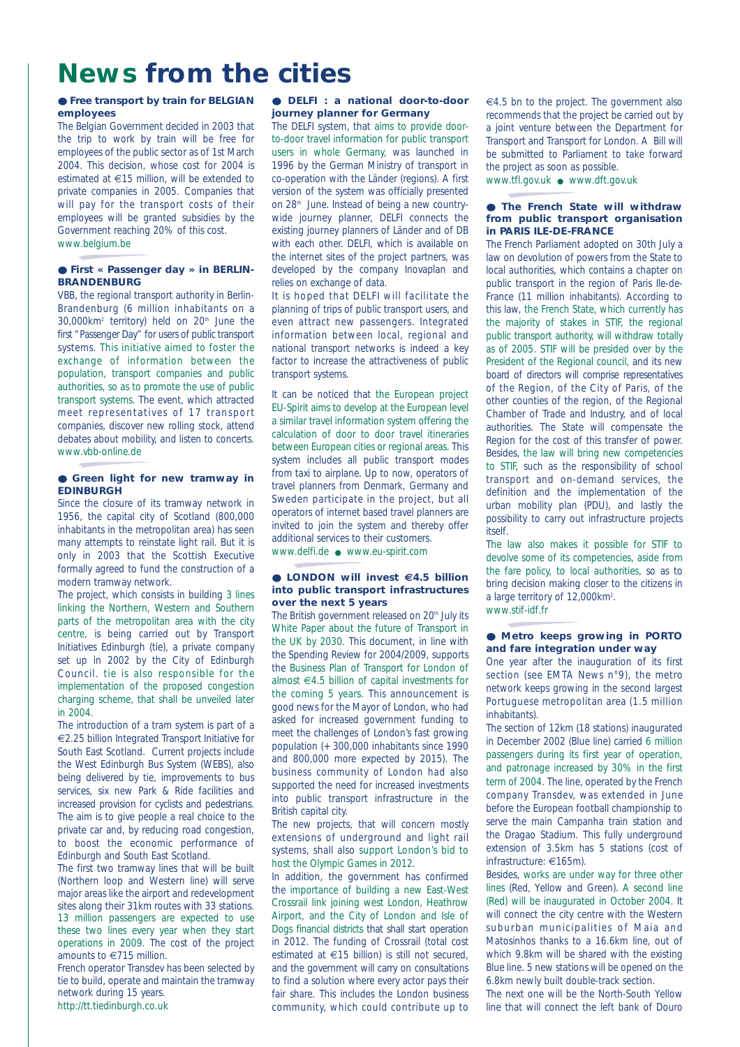# News from the cities

## Free transport by train for BELGIAN employees

The Belgian Government decided in 2003 that the trip to work by train will be free for employees of the public sector as of 1st March 2004. This decision, whose cost for 2004 is estimated at €15 million, will be extended to private companies in 2005. Companies that will pay for the transport costs of their employees will be granted subsidies by the Government reaching 20% of this cost.

www.belgium.be

## First « Passenger day » in BERLIN-BRANDENBURG

VBB, the regional transport authority in Berlin-Brandenburg (6 million inhabitants on a 30,000km² territory) held on 20th June the first "Passenger Day" for users of public transport systems. This initiative aimed to foster the exchange of information between the population, transport companies and public authorities, so as to promote the use of public transport systems. The event, which attracted meet representatives of 17 transport companies, discover new rolling stock, attend debates about mobility, and listen to concerts.

www.vbb-online.de

## Green light for new tramway in EDINBURGH

Since the closure of its tramway network in 1956, the capital city of Scotland (800,000 inhabitants in the metropolitan area) has seen many attempts to reinstate light rail. But it is only in 2003 that the Scottish Executive formally agreed to fund the construction of a modern tramway network.

The project, which consists in building 3 lines linking the Northern, Western and Southern parts of the metropolitan area with the city centre, is being carried out by Transport Initiatives Edinburgh (tie), a private company set up in 2002 by the City of Edinburgh Council. tie is also responsible for the implementation of the proposed congestion charging scheme, that shall be unveiled later in 2004.

The introduction of a tram system is part of a €2.25 billion Integrated Transport Initiative for South East Scotland. Current projects include the West Edinburgh Bus System (WEBS), also being delivered by tie, improvements to bus services, six new Park & Ride facilities and increased provision for cyclists and pedestrians. The aim is to give people a real choice to the private car and, by reducing road congestion, to boost the economic performance of Edinburgh and South East Scotland.

The first two tramway lines that will be built (Northern loop and Western line) will serve major areas like the airport and redevelopment sites along their 31km routes with 33 stations. 13 million passengers are expected to use these two lines every year when they start operations in 2009. The cost of the project amounts to €715 million.

French operator Transdev has been selected by tie to build, operate and maintain the tramway network during 15 years.

http://tt.tiedinburgh.co.uk

## DELFI : a national door-to-door journey planner for Germany

The DELFI system, that aims to provide door-to-door travel information for public transport users in whole Germany, was launched in 1996 by the German Ministry of transport in co-operation with the Länder (regions). A first version of the system was officially presented on 28th June. Instead of being a new country-wide journey planner, DELFI connects the existing journey planners of Länder and of DB with each other. DELFI, which is available on the internet sites of the project partners, was developed by the company Inovaplan and relies on exchange of data.

It is hoped that DELFI will facilitate the planning of trips of public transport users, and even attract new passengers. Integrated information between local, regional and national transport networks is indeed a key factor to increase the attractiveness of public transport systems.

It can be noticed that the European project EU-Spirit aims to develop at the European level a similar travel information system offering the calculation of door to door travel itineraries between European cities or regional areas. This system includes all public transport modes from taxi to airplane. Up to now, operators of travel planners from Denmark, Germany and Sweden participate in the project, but all operators of internet based travel planners are invited to join the system and thereby offer additional services to their customers.

www.delfi.de ● www.eu-spirit.com

## LONDON will invest €4.5 billion into public transport infrastructures over the next 5 years

The British government released on 20th July its White Paper about the future of Transport in the UK by 2030. This document, in line with the Spending Review for 2004/2009, supports the Business Plan of Transport for London of almost €4.5 billion of capital investments for the coming 5 years. This announcement is good news for the Mayor of London, who had asked for increased government funding to meet the challenges of London's fast growing population (+ 300,000 inhabitants since 1990 and 800,000 more expected by 2015). The business community of London had also supported the need for increased investments into public transport infrastructure in the British capital city.

The new projects, that will concern mostly extensions of underground and light rail systems, shall also support London's bid to host the Olympic Games in 2012.

In addition, the government has confirmed the importance of building a new East-West Crossrail link joining west London, Heathrow Airport, and the City of London and Isle of Dogs financial districts that shall start operation in 2012. The funding of Crossrail (total cost estimated at €15 billion) is still not secured, and the government will carry on consultations to find a solution where every actor pays their fair share. This includes the London business community, which could contribute up to €4.5 bn to the project. The government also recommends that the project be carried out by a joint venture between the Department for Transport and Transport for London. A Bill will be submitted to Parliament to take forward the project as soon as possible.

www.tfl.gov.uk ● www.dft.gov.uk

## The French State will withdraw from public transport organisation in PARIS ILE-DE-FRANCE

The French Parliament adopted on 30th July a law on devolution of powers from the State to local authorities, which contains a chapter on public transport in the region of Paris Ile-de-France (11 million inhabitants). According to this law, the French State, which currently has the majority of stakes in STIF, the regional public transport authority, will withdraw totally as of 2005. STIF will be presided over by the President of the Regional council, and its new board of directors will comprise representatives of the Region, of the City of Paris, of the other counties of the region, of the Regional Chamber of Trade and Industry, and of local authorities. The State will compensate the Region for the cost of this transfer of power. Besides, the law will bring new competencies to STIF, such as the responsibility of school transport and on-demand services, the definition and the implementation of the urban mobility plan (PDU), and lastly the possibility to carry out infrastructure projects itself.

The law also makes it possible for STIF to devolve some of its competencies, aside from the fare policy, to local authorities, so as to bring decision making closer to the citizens in a large territory of 12,000km².

www.stif-idf.fr

## Metro keeps growing in PORTO and fare integration under way

One year after the inauguration of its first section (see EMTA News n°9), the metro network keeps growing in the second largest Portuguese metropolitan area (1.5 million inhabitants).

The section of 12km (18 stations) inaugurated in December 2002 (Blue line) carried 6 million passengers during its first year of operation, and patronage increased by 30% in the first term of 2004. The line, operated by the French company Transdev, was extended in June before the European football championship to serve the main Campanha train station and the Dragao Stadium. This fully underground extension of 3.5km has 5 stations (cost of infrastructure: €165m).

Besides, works are under way for three other lines (Red, Yellow and Green). A second line (Red) will be inaugurated in October 2004. It will connect the city centre with the Western suburban municipalities of Maia and Matosinhos thanks to a 16.6km line, out of which 9.8km will be shared with the existing Blue line. 5 new stations will be opened on the 6.8km newly built double-track section.

The next one will be the North-South Yellow line that will connect the left bank of Douro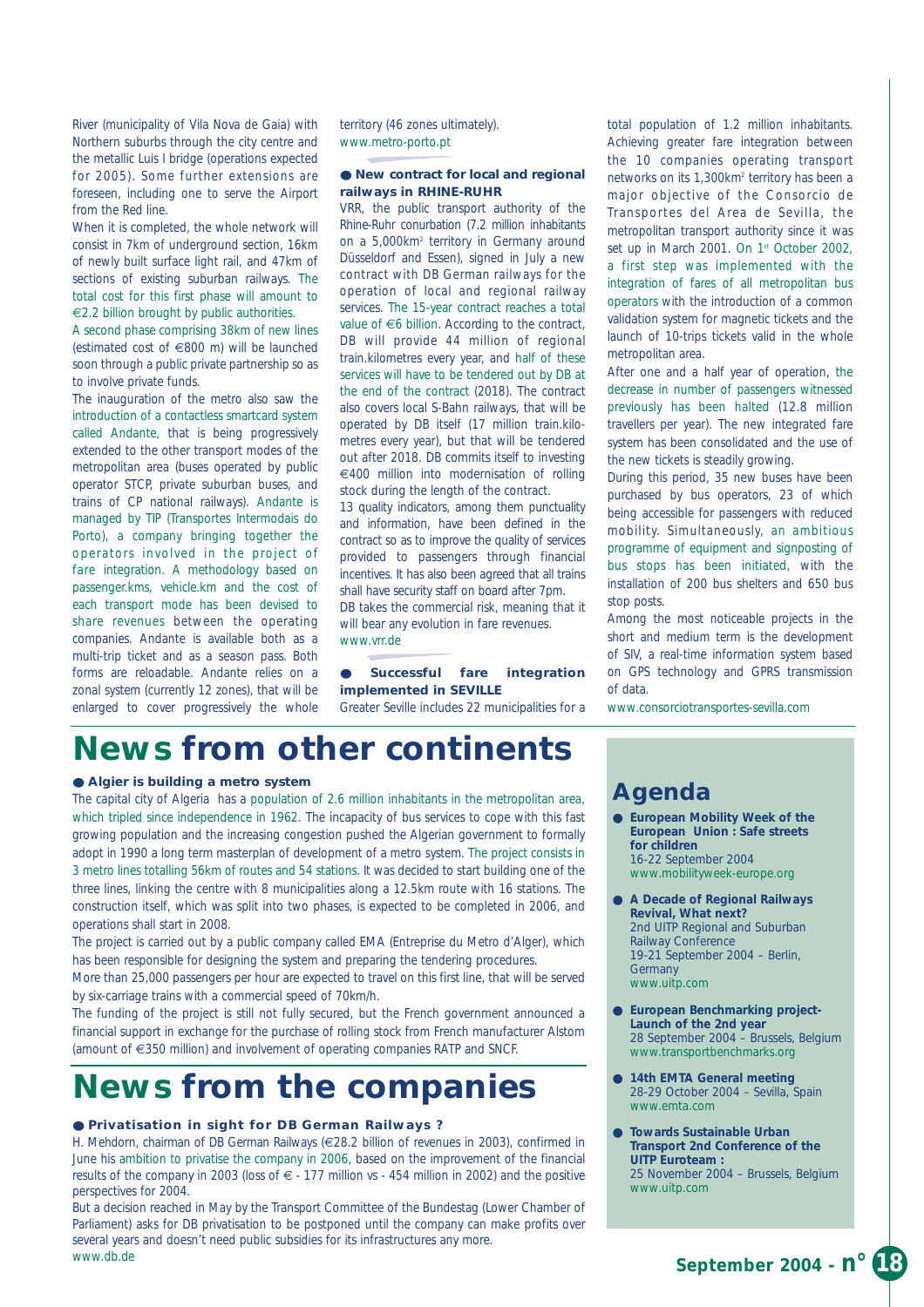River (municipality of Vila Nova de Gaia) with Northern suburbs through the city centre and the metallic Luis I bridge (operations expected for 2005). Some further extensions are foreseen, including one to serve the Airport from the Red line.

When it is completed, the whole network will consist in 7km of underground section, 16km of newly built surface light rail, and 47km of sections of existing suburban railways. The total cost for this first phase will amount to €2.2 billion brought by public authorities.

A second phase comprising 38km of new lines (estimated cost of €800 m) will be launched soon through a public private partnership so as to involve private funds.

The inauguration of the metro also saw the introduction of a contactless smartcard system called Andante, that is being progressively extended to the other transport modes of the metropolitan area (buses operated by public operator STCP, private suburban buses, and trains of CP national railways). Andante is managed by TIP (Transportes Intermodais do Porto), a company bringing together the operators involved in the project of fare integration. A methodology based on passenger.kms, vehicle.km and the cost of each transport mode has been devised to share revenues between the operating companies. Andante is available both as a multi-trip ticket and as a season pass. Both forms are reloadable. Andante relies on a zonal system (currently 12 zones), that will be enlarged to cover progressively the whole territory (46 zones ultimately).

www.metro-porto.pt

### ● New contract for local and regional railways in RHINE-RUHR

VRR, the public transport authority of the Rhine-Ruhr conurbation (7.2 million inhabitants on a 5,000km² territory in Germany around Düsseldorf and Essen), signed in July a new contract with DB German railways for the operation of local and regional railway services. The 15-year contract reaches a total value of €6 billion. According to the contract, DB will provide 44 million of regional train.kilometres every year, and half of these services will have to be tendered out by DB at the end of the contract (2018). The contract also covers local S-Bahn railways, that will be operated by DB itself (17 million train.kilometres every year), but that will be tendered out after 2018. DB commits itself to investing €400 million into modernisation of rolling stock during the length of the contract.

13 quality indicators, among them punctuality and information, have been defined in the contract so as to improve the quality of services provided to passengers through financial incentives. It has also been agreed that all trains shall have security staff on board after 7pm.

DB takes the commercial risk, meaning that it will bear any evolution in fare revenues.

www.vrr.de

### ● Successful fare integration implemented in SEVILLE

Greater Seville includes 22 municipalities for a total population of 1.2 million inhabitants. Achieving greater fare integration between the 10 companies operating transport networks on its 1,300km² territory has been a major objective of the Consorcio de Transportes del Area de Sevilla, the metropolitan transport authority since it was set up in March 2001. On 1st October 2002, a first step was implemented with the integration of fares of all metropolitan bus operators with the introduction of a common validation system for magnetic tickets and the launch of 10-trips tickets valid in the whole metropolitan area.

After one and a half year of operation, the decrease in number of passengers witnessed previously has been halted (12.8 million travellers per year). The new integrated fare system has been consolidated and the use of the new tickets is steadily growing.

During this period, 35 new buses have been purchased by bus operators, 23 of which being accessible for passengers with reduced mobility. Simultaneously, an ambitious programme of equipment and signposting of bus stops has been initiated, with the installation of 200 bus shelters and 650 bus stop posts.

Among the most noticeable projects in the short and medium term is the development of SIV, a real-time information system based on GPS technology and GPRS transmission of data.

www.consorciotransportes-sevilla.com

# News from other continents

### ● Algier is building a metro system

The capital city of Algeria has a population of 2.6 million inhabitants in the metropolitan area, which tripled since independence in 1962. The incapacity of bus services to cope with this fast growing population and the increasing congestion pushed the Algerian government to formally adopt in 1990 a long term masterplan of development of a metro system. The project consists in 3 metro lines totalling 56km of routes and 54 stations. It was decided to start building one of the three lines, linking the centre with 8 municipalities along a 12.5km route with 16 stations. The construction itself, which was split into two phases, is expected to be completed in 2006, and operations shall start in 2008.

The project is carried out by a public company called EMA (Entreprise du Metro d'Alger), which has been responsible for designing the system and preparing the tendering procedures.

More than 25,000 passengers per hour are expected to travel on this first line, that will be served by six-carriage trains with a commercial speed of 70km/h.

The funding of the project is still not fully secured, but the French government announced a financial support in exchange for the purchase of rolling stock from French manufacturer Alstom (amount of €350 million) and involvement of operating companies RATP and SNCF.

# News from the companies

### ● Privatisation in sight for DB German Railways ?

H. Mehdorn, chairman of DB German Railways (€28.2 billion of revenues in 2003), confirmed in June his ambition to privatise the company in 2006, based on the improvement of the financial results of the company in 2003 (loss of € - 177 million vs - 454 million in 2002) and the positive perspectives for 2004.

But a decision reached in May by the Transport Committee of the Bundestag (Lower Chamber of Parliament) asks for DB privatisation to be postponed until the company can make profits over several years and doesn't need public subsidies for its infrastructures any more.

www.db.de

## Agenda

- **European Mobility Week of the European Union : Safe streets for children**
  16-22 September 2004
  www.mobilityweek-europe.org
- **A Decade of Regional Railways Revival, What next?**
  2nd UITP Regional and Suburban Railway Conference
  19-21 September 2004 – Berlin, Germany
  www.uitp.com
- **European Benchmarking project- Launch of the 2nd year**
  28 September 2004 – Brussels, Belgium
  www.transportbenchmarks.org
- **14th EMTA General meeting**
  28-29 October 2004 – Sevilla, Spain
  www.emta.com
- **Towards Sustainable Urban Transport 2nd Conference of the UITP Euroteam :**
  25 November 2004 – Brussels, Belgium
  www.uitp.com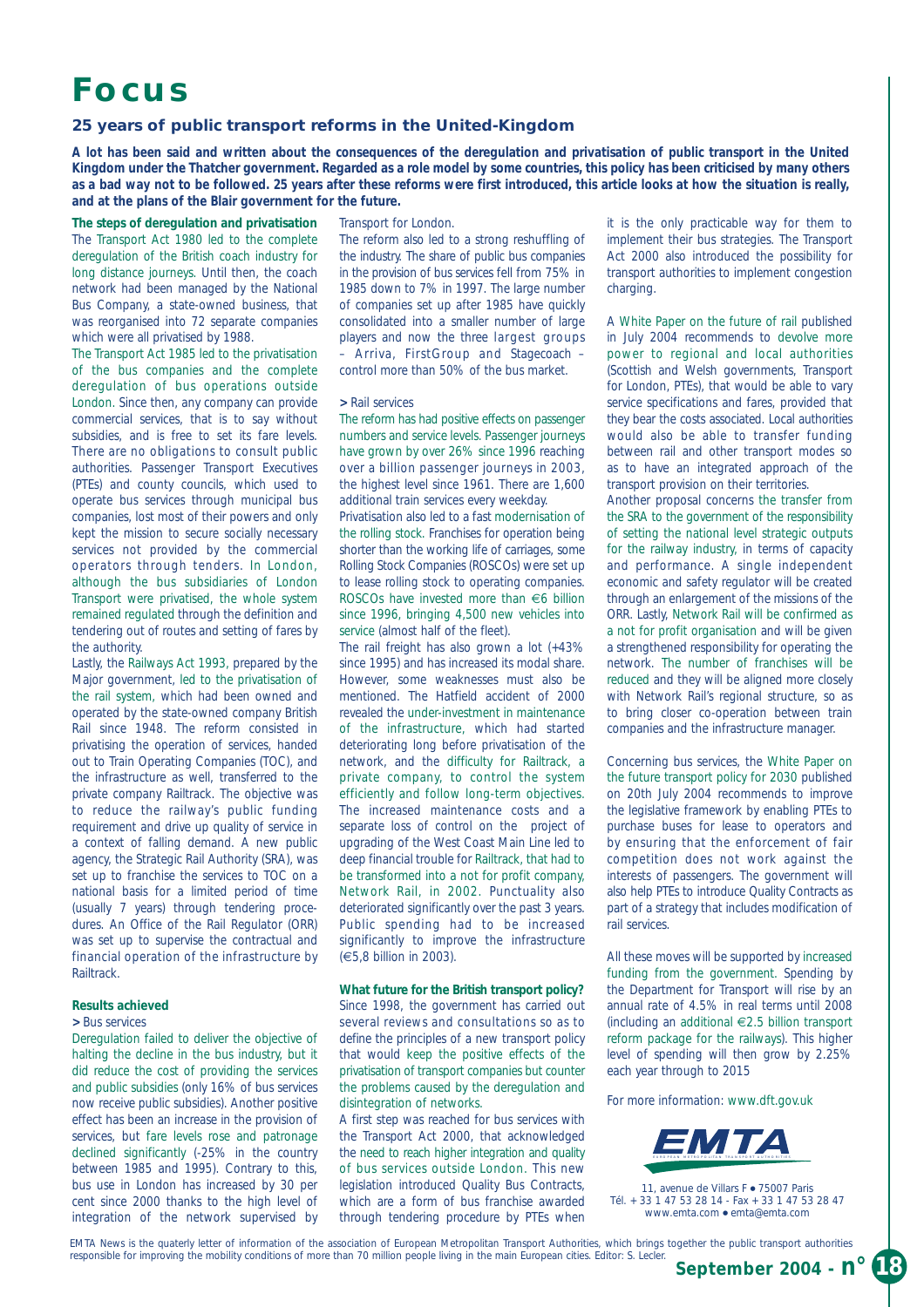# Focus

## 25 years of public transport reforms in the United-Kingdom

**A lot has been said and written about the consequences of the deregulation and privatisation of public transport in the United Kingdom under the Thatcher government. Regarded as a role model by some countries, this policy has been criticised by many others as a bad way not to be followed. 25 years after these reforms were first introduced, this article looks at how the situation is really, and at the plans of the Blair government for the future.**

**The steps of deregulation and privatisation**

The Transport Act 1980 led to the complete deregulation of the British coach industry for long distance journeys. Until then, the coach network had been managed by the National Bus Company, a state-owned business, that was reorganised into 72 separate companies which were all privatised by 1988.

The Transport Act 1985 led to the privatisation of the bus companies and the complete deregulation of bus operations outside London. Since then, any company can provide commercial services, that is to say without subsidies, and is free to set its fare levels. There are no obligations to consult public authorities. Passenger Transport Executives (PTEs) and county councils, which used to operate bus services through municipal bus companies, lost most of their powers and only kept the mission to secure socially necessary services not provided by the commercial operators through tenders. In London, although the bus subsidiaries of London Transport were privatised, the whole system remained regulated through the definition and tendering out of routes and setting of fares by the authority.

Lastly, the Railways Act 1993, prepared by the Major government, led to the privatisation of the rail system, which had been owned and operated by the state-owned company British Rail since 1948. The reform consisted in privatising the operation of services, handed out to Train Operating Companies (TOC), and the infrastructure as well, transferred to the private company Railtrack. The objective was to reduce the railway's public funding requirement and drive up quality of service in a context of falling demand. A new public agency, the Strategic Rail Authority (SRA), was set up to franchise the services to TOC on a national basis for a limited period of time (usually 7 years) through tendering procedures. An Office of the Rail Regulator (ORR) was set up to supervise the contractual and financial operation of the infrastructure by Railtrack.

**Results achieved**

> Bus services

Deregulation failed to deliver the objective of halting the decline in the bus industry, but it did reduce the cost of providing the services and public subsidies (only 16% of bus services now receive public subsidies). Another positive effect has been an increase in the provision of services, but fare levels rose and patronage declined significantly (-25% in the country between 1985 and 1995). Contrary to this, bus use in London has increased by 30 per cent since 2000 thanks to the high level of integration of the network supervised by Transport for London.

The reform also led to a strong reshuffling of the industry. The share of public bus companies in the provision of bus services fell from 75% in 1985 down to 7% in 1997. The large number of companies set up after 1985 have quickly consolidated into a smaller number of large players and now the three largest groups – Arriva, FirstGroup and Stagecoach – control more than 50% of the bus market.

> Rail services

The reform has had positive effects on passenger numbers and service levels. Passenger journeys have grown by over 26% since 1996 reaching over a billion passenger journeys in 2003, the highest level since 1961. There are 1,600 additional train services every weekday.

Privatisation also led to a fast modernisation of the rolling stock. Franchises for operation being shorter than the working life of carriages, some Rolling Stock Companies (ROSCOs) were set up to lease rolling stock to operating companies. ROSCOs have invested more than €6 billion since 1996, bringing 4,500 new vehicles into service (almost half of the fleet).

The rail freight has also grown a lot (+43% since 1995) and has increased its modal share. However, some weaknesses must also be mentioned. The Hatfield accident of 2000 revealed the under-investment in maintenance of the infrastructure, which had started deteriorating long before privatisation of the network, and the difficulty for Railtrack, a private company, to control the system efficiently and follow long-term objectives. The increased maintenance costs and a separate loss of control on the project of upgrading of the West Coast Main Line led to deep financial trouble for Railtrack, that had to be transformed into a not for profit company, Network Rail, in 2002. Punctuality also deteriorated significantly over the past 3 years. Public spending had to be increased significantly to improve the infrastructure (€5,8 billion in 2003).

**What future for the British transport policy?**

Since 1998, the government has carried out several reviews and consultations so as to define the principles of a new transport policy that would keep the positive effects of the privatisation of transport companies but counter the problems caused by the deregulation and disintegration of networks.

A first step was reached for bus services with the Transport Act 2000, that acknowledged the need to reach higher integration and quality of bus services outside London. This new legislation introduced Quality Bus Contracts, which are a form of bus franchise awarded through tendering procedure by PTEs when it is the only practicable way for them to implement their bus strategies. The Transport Act 2000 also introduced the possibility for transport authorities to implement congestion charging.

A White Paper on the future of rail published in July 2004 recommends to devolve more power to regional and local authorities (Scottish and Welsh governments, Transport for London, PTEs), that would be able to vary service specifications and fares, provided that they bear the costs associated. Local authorities would also be able to transfer funding between rail and other transport modes so as to have an integrated approach of the transport provision on their territories.

Another proposal concerns the transfer from the SRA to the government of the responsibility of setting the national level strategic outputs for the railway industry, in terms of capacity and performance. A single independent economic and safety regulator will be created through an enlargement of the missions of the ORR. Lastly, Network Rail will be confirmed as a not for profit organisation and will be given a strengthened responsibility for operating the network. The number of franchises will be reduced and they will be aligned more closely with Network Rail's regional structure, so as to bring closer co-operation between train companies and the infrastructure manager.

Concerning bus services, the White Paper on the future transport policy for 2030 published on 20th July 2004 recommends to improve the legislative framework by enabling PTEs to purchase buses for lease to operators and by ensuring that the enforcement of fair competition does not work against the interests of passengers. The government will also help PTEs to introduce Quality Contracts as part of a strategy that includes modification of rail services.

All these moves will be supported by increased funding from the government. Spending by the Department for Transport will rise by an annual rate of 4.5% in real terms until 2008 (including an additional €2.5 billion transport reform package for the railways). This higher level of spending will then grow by 2.25% each year through to 2015

For more information: www.dft.gov.uk

EMTA

11, avenue de Villars F • 75007 Paris
Tél. +33 1 47 53 28 14 - Fax +33 1 47 53 28 47
www.emta.com • emta@emta.com

EMTA News is the quaterly letter of information of the association of European Metropolitan Transport Authorities, which brings together the public transport authorities responsible for improving the mobility conditions of more than 70 million people living in the main European cities. Editor: S. Lecler.

**September 2004 - n° 18**